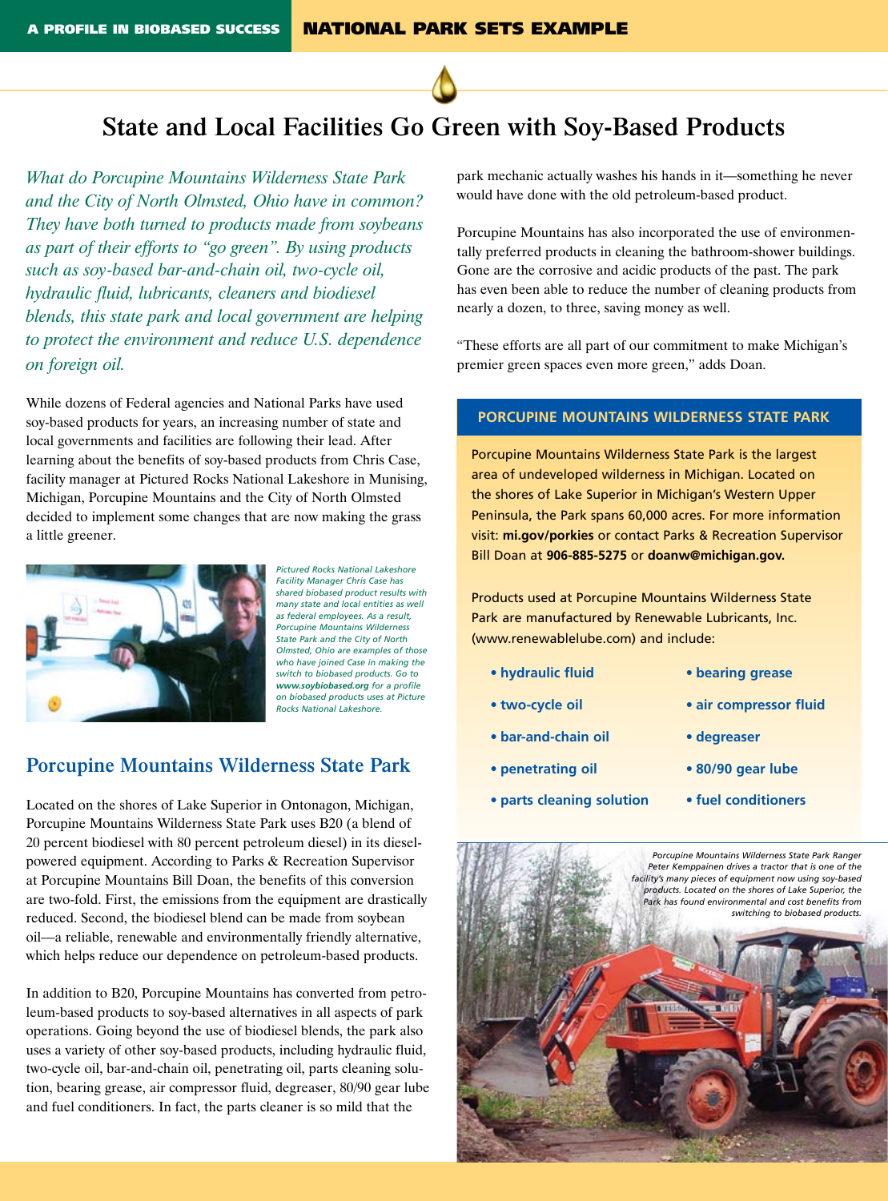A PROFILE IN BIOBASED SUCCESS **NATIONAL PARK SETS EXAMPLE**

# State and Local Facilities Go Green with Soy-Based Products

*What do Porcupine Mountains Wilderness State Park and the City of North Olmsted, Ohio have in common? They have both turned to products made from soybeans as part of their efforts to "go green". By using products such as soy-based bar-and-chain oil, two-cycle oil, hydraulic fluid, lubricants, cleaners and biodiesel blends, this state park and local government are helping to protect the environment and reduce U.S. dependence on foreign oil.*

While dozens of Federal agencies and National Parks have used soy-based products for years, an increasing number of state and local governments and facilities are following their lead. After learning about the benefits of soy-based products from Chris Case, facility manager at Pictured Rocks National Lakeshore in Munising, Michigan, Porcupine Mountains and the City of North Olmsted decided to implement some changes that are now making the grass a little greener.

*Pictured Rocks National Lakeshore Facility Manager Chris Case has shared biobased product results with many state and local entities as well as federal employees. As a result, Porcupine Mountains Wilderness State Park and the City of North Olmsted, Ohio are examples of those who have joined Case in making the switch to biobased products. Go to **www.soybiobased.org** for a profile on biobased products uses at Picture Rocks National Lakeshore.*

## Porcupine Mountains Wilderness State Park

Located on the shores of Lake Superior in Ontonagon, Michigan, Porcupine Mountains Wilderness State Park uses B20 (a blend of 20 percent biodiesel with 80 percent petroleum diesel) in its diesel-powered equipment. According to Parks & Recreation Supervisor at Porcupine Mountains Bill Doan, the benefits of this conversion are two-fold. First, the emissions from the equipment are drastically reduced. Second, the biodiesel blend can be made from soybean oil—a reliable, renewable and environmentally friendly alternative, which helps reduce our dependence on petroleum-based products.

In addition to B20, Porcupine Mountains has converted from petroleum-based products to soy-based alternatives in all aspects of park operations. Going beyond the use of biodiesel blends, the park also uses a variety of other soy-based products, including hydraulic fluid, two-cycle oil, bar-and-chain oil, penetrating oil, parts cleaning solution, bearing grease, air compressor fluid, degreaser, 80/90 gear lube and fuel conditioners. In fact, the parts cleaner is so mild that the park mechanic actually washes his hands in it—something he never would have done with the old petroleum-based product.

Porcupine Mountains has also incorporated the use of environmentally preferred products in cleaning the bathroom-shower buildings. Gone are the corrosive and acidic products of the past. The park has even been able to reduce the number of cleaning products from nearly a dozen, to three, saving money as well.

"These efforts are all part of our commitment to make Michigan's premier green spaces even more green," adds Doan.

### PORCUPINE MOUNTAINS WILDERNESS STATE PARK

Porcupine Mountains Wilderness State Park is the largest area of undeveloped wilderness in Michigan. Located on the shores of Lake Superior in Michigan's Western Upper Peninsula, the Park spans 60,000 acres. For more information visit: **mi.gov/porkies** or contact Parks & Recreation Supervisor Bill Doan at **906-885-5275** or **doanw@michigan.gov.**

Products used at Porcupine Mountains Wilderness State Park are manufactured by Renewable Lubricants, Inc. (www.renewablelube.com) and include:

- **hydraulic fluid**
- **two-cycle oil**
- **bar-and-chain oil**
- **penetrating oil**
- **parts cleaning solution**
- **bearing grease**
- **air compressor fluid**
- **degreaser**
- **80/90 gear lube**
- **fuel conditioners**

*Porcupine Mountains Wilderness State Park Ranger Peter Kemppainen drives a tractor that is one of the facility's many pieces of equipment now using soy-based products. Located on the shores of Lake Superior, the Park has found environmental and cost benefits from switching to biobased products.*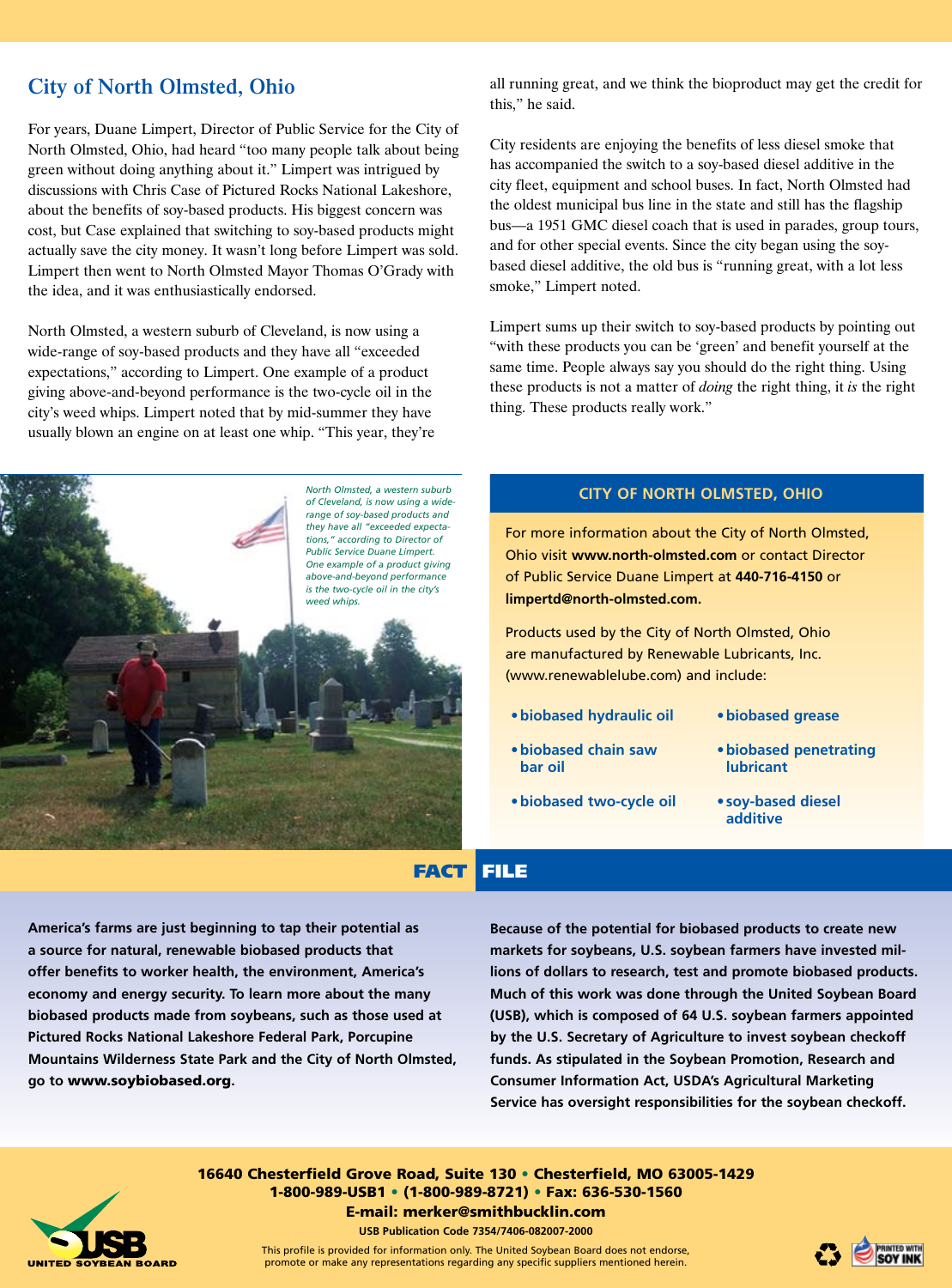## City of North Olmsted, Ohio

For years, Duane Limpert, Director of Public Service for the City of North Olmsted, Ohio, had heard "too many people talk about being green without doing anything about it." Limpert was intrigued by discussions with Chris Case of Pictured Rocks National Lakeshore, about the benefits of soy-based products. His biggest concern was cost, but Case explained that switching to soy-based products might actually save the city money. It wasn't long before Limpert was sold. Limpert then went to North Olmsted Mayor Thomas O'Grady with the idea, and it was enthusiastically endorsed.

North Olmsted, a western suburb of Cleveland, is now using a wide-range of soy-based products and they have all "exceeded expectations," according to Limpert. One example of a product giving above-and-beyond performance is the two-cycle oil in the city's weed whips. Limpert noted that by mid-summer they have usually blown an engine on at least one whip. "This year, they're all running great, and we think the bioproduct may get the credit for this," he said.

City residents are enjoying the benefits of less diesel smoke that has accompanied the switch to a soy-based diesel additive in the city fleet, equipment and school buses. In fact, North Olmsted had the oldest municipal bus line in the state and still has the flagship bus—a 1951 GMC diesel coach that is used in parades, group tours, and for other special events. Since the city began using the soy-based diesel additive, the old bus is "running great, with a lot less smoke," Limpert noted.

Limpert sums up their switch to soy-based products by pointing out "with these products you can be 'green' and benefit yourself at the same time. People always say you should do the right thing. Using these products is not a matter of *doing* the right thing, it *is* the right thing. These products really work."

*North Olmsted, a western suburb of Cleveland, is now using a wide-range of soy-based products and they have all "exceeded expectations," according to Director of Public Service Duane Limpert. One example of a product giving above-and-beyond performance is the two-cycle oil in the city's weed whips.*

### CITY OF NORTH OLMSTED, OHIO

For more information about the City of North Olmsted, Ohio visit **www.north-olmsted.com** or contact Director of Public Service Duane Limpert at **440-716-4150** or **limpertd@north-olmsted.com.**

Products used by the City of North Olmsted, Ohio are manufactured by Renewable Lubricants, Inc. (www.renewablelube.com) and include:

- **biobased hydraulic oil**
- **biobased chain saw bar oil**
- **biobased two-cycle oil**
- **biobased grease**
- **biobased penetrating lubricant**
- **soy-based diesel additive**

## FACT FILE

**America's farms are just beginning to tap their potential as a source for natural, renewable biobased products that offer benefits to worker health, the environment, America's economy and energy security. To learn more about the many biobased products made from soybeans, such as those used at Pictured Rocks National Lakeshore Federal Park, Porcupine Mountains Wilderness State Park and the City of North Olmsted, go to www.soybiobased.org.**

**Because of the potential for biobased products to create new markets for soybeans, U.S. soybean farmers have invested millions of dollars to research, test and promote biobased products. Much of this work was done through the United Soybean Board (USB), which is composed of 64 U.S. soybean farmers appointed by the U.S. Secretary of Agriculture to invest soybean checkoff funds. As stipulated in the Soybean Promotion, Research and Consumer Information Act, USDA's Agricultural Marketing Service has oversight responsibilities for the soybean checkoff.**

**16640 Chesterfield Grove Road, Suite 130 • Chesterfield, MO 63005-1429**
**1-800-989-USB1 • (1-800-989-8721) • Fax: 636-530-1560**
**E-mail: merker@smithbucklin.com**
**USB Publication Code 7354/7406-082007-2000**

This profile is provided for information only. The United Soybean Board does not endorse, promote or make any representations regarding any specific suppliers mentioned herein.

UNITED SOYBEAN BOARD

PRINTED WITH SOY INK